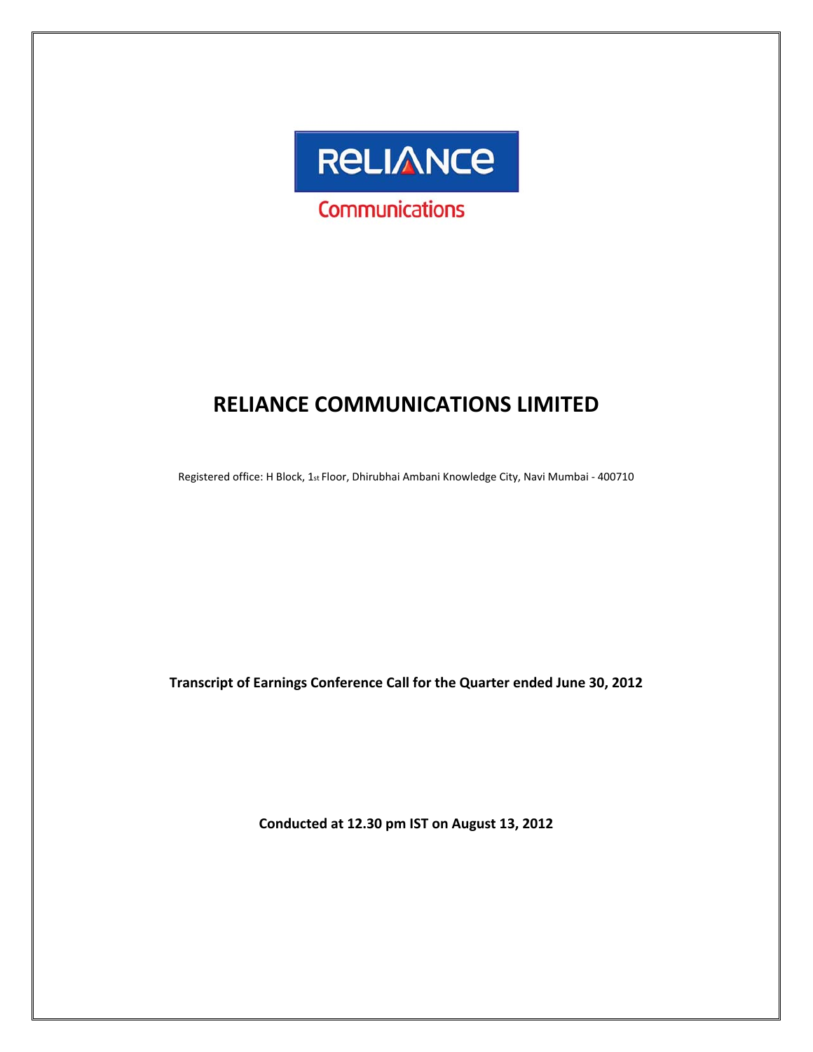RELIANCE

Communications

# RELIANCE COMMUNICATIONS LIMITED

Registered office: H Block, 1st Floor, Dhirubhai Ambani Knowledge City, Navi Mumbai - 400710

**Transcript of Earnings Conference Call for the Quarter ended June 30, 2012**

**Conducted at 12.30 pm IST on August 13, 2012**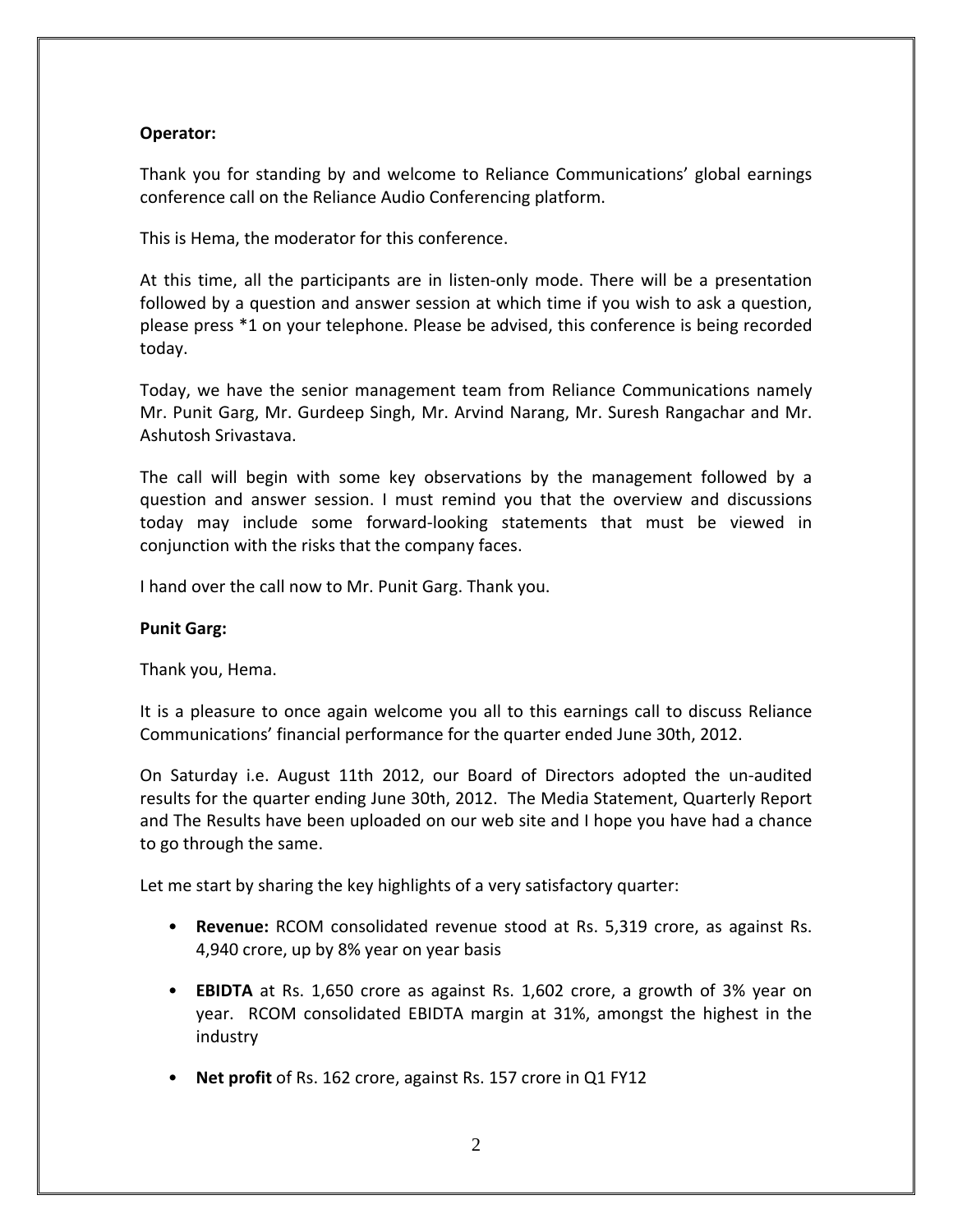**Operator:**

Thank you for standing by and welcome to Reliance Communications' global earnings conference call on the Reliance Audio Conferencing platform.

This is Hema, the moderator for this conference.

At this time, all the participants are in listen-only mode. There will be a presentation followed by a question and answer session at which time if you wish to ask a question, please press *1 on your telephone. Please be advised, this conference is being recorded today.

Today, we have the senior management team from Reliance Communications namely Mr. Punit Garg, Mr. Gurdeep Singh, Mr. Arvind Narang, Mr. Suresh Rangachar and Mr. Ashutosh Srivastava.

The call will begin with some key observations by the management followed by a question and answer session. I must remind you that the overview and discussions today may include some forward-looking statements that must be viewed in conjunction with the risks that the company faces.

I hand over the call now to Mr. Punit Garg. Thank you.

**Punit Garg:**

Thank you, Hema.

It is a pleasure to once again welcome you all to this earnings call to discuss Reliance Communications' financial performance for the quarter ended June 30th, 2012.

On Saturday i.e. August 11th 2012, our Board of Directors adopted the un-audited results for the quarter ending June 30th, 2012. The Media Statement, Quarterly Report and The Results have been uploaded on our web site and I hope you have had a chance to go through the same.

Let me start by sharing the key highlights of a very satisfactory quarter:

- **Revenue:** RCOM consolidated revenue stood at Rs. 5,319 crore, as against Rs. 4,940 crore, up by 8% year on year basis
- **EBIDTA** at Rs. 1,650 crore as against Rs. 1,602 crore, a growth of 3% year on year. RCOM consolidated EBIDTA margin at 31%, amongst the highest in the industry
- **Net profit** of Rs. 162 crore, against Rs. 157 crore in Q1 FY12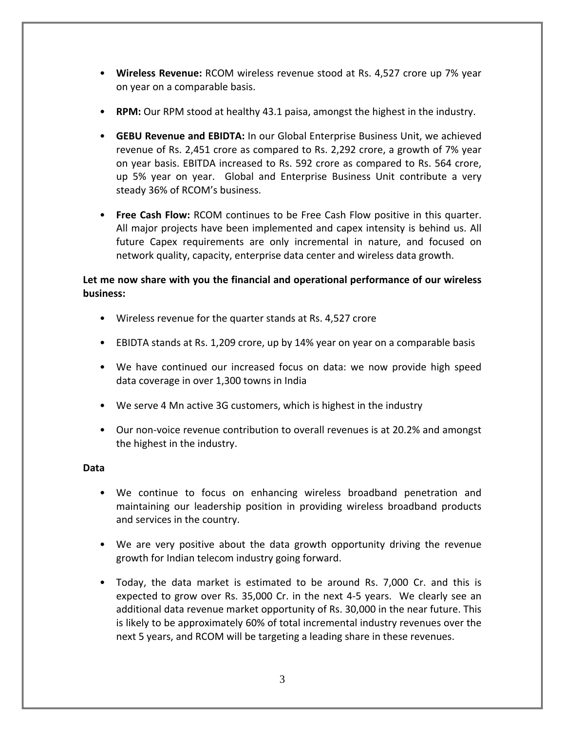- **Wireless Revenue:** RCOM wireless revenue stood at Rs. 4,527 crore up 7% year on year on a comparable basis.

- **RPM:** Our RPM stood at healthy 43.1 paisa, amongst the highest in the industry.

- **GEBU Revenue and EBIDTA:** In our Global Enterprise Business Unit, we achieved revenue of Rs. 2,451 crore as compared to Rs. 2,292 crore, a growth of 7% year on year basis. EBITDA increased to Rs. 592 crore as compared to Rs. 564 crore, up 5% year on year. Global and Enterprise Business Unit contribute a very steady 36% of RCOM's business.

- **Free Cash Flow:** RCOM continues to be Free Cash Flow positive in this quarter. All major projects have been implemented and capex intensity is behind us. All future Capex requirements are only incremental in nature, and focused on network quality, capacity, enterprise data center and wireless data growth.

**Let me now share with you the financial and operational performance of our wireless business:**

- Wireless revenue for the quarter stands at Rs. 4,527 crore

- EBIDTA stands at Rs. 1,209 crore, up by 14% year on year on a comparable basis

- We have continued our increased focus on data: we now provide high speed data coverage in over 1,300 towns in India

- We serve 4 Mn active 3G customers, which is highest in the industry

- Our non-voice revenue contribution to overall revenues is at 20.2% and amongst the highest in the industry.

**Data**

- We continue to focus on enhancing wireless broadband penetration and maintaining our leadership position in providing wireless broadband products and services in the country.

- We are very positive about the data growth opportunity driving the revenue growth for Indian telecom industry going forward.

- Today, the data market is estimated to be around Rs. 7,000 Cr. and this is expected to grow over Rs. 35,000 Cr. in the next 4-5 years. We clearly see an additional data revenue market opportunity of Rs. 30,000 in the near future. This is likely to be approximately 60% of total incremental industry revenues over the next 5 years, and RCOM will be targeting a leading share in these revenues.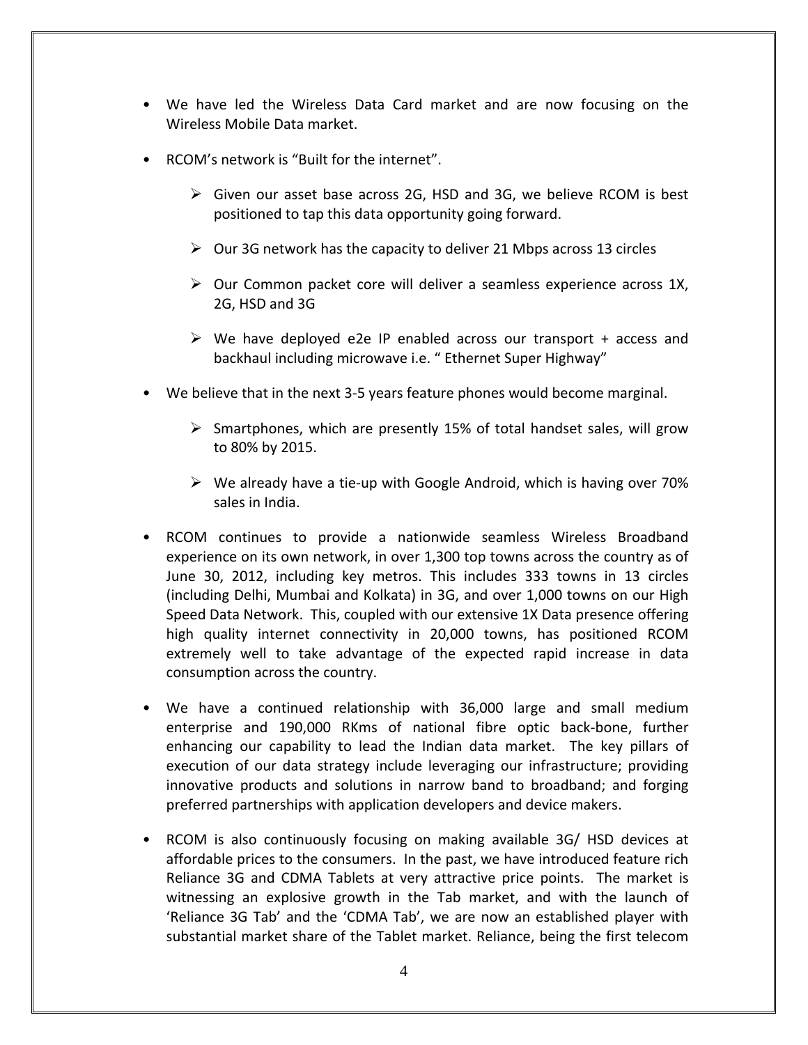- We have led the Wireless Data Card market and are now focusing on the Wireless Mobile Data market.
- RCOM's network is "Built for the internet".
  - Given our asset base across 2G, HSD and 3G, we believe RCOM is best positioned to tap this data opportunity going forward.
  - Our 3G network has the capacity to deliver 21 Mbps across 13 circles
  - Our Common packet core will deliver a seamless experience across 1X, 2G, HSD and 3G
  - We have deployed e2e IP enabled across our transport + access and backhaul including microwave i.e. " Ethernet Super Highway"
- We believe that in the next 3-5 years feature phones would become marginal.
  - Smartphones, which are presently 15% of total handset sales, will grow to 80% by 2015.
  - We already have a tie-up with Google Android, which is having over 70% sales in India.
- RCOM continues to provide a nationwide seamless Wireless Broadband experience on its own network, in over 1,300 top towns across the country as of June 30, 2012, including key metros. This includes 333 towns in 13 circles (including Delhi, Mumbai and Kolkata) in 3G, and over 1,000 towns on our High Speed Data Network. This, coupled with our extensive 1X Data presence offering high quality internet connectivity in 20,000 towns, has positioned RCOM extremely well to take advantage of the expected rapid increase in data consumption across the country.
- We have a continued relationship with 36,000 large and small medium enterprise and 190,000 RKms of national fibre optic back-bone, further enhancing our capability to lead the Indian data market. The key pillars of execution of our data strategy include leveraging our infrastructure; providing innovative products and solutions in narrow band to broadband; and forging preferred partnerships with application developers and device makers.
- RCOM is also continuously focusing on making available 3G/ HSD devices at affordable prices to the consumers. In the past, we have introduced feature rich Reliance 3G and CDMA Tablets at very attractive price points. The market is witnessing an explosive growth in the Tab market, and with the launch of 'Reliance 3G Tab' and the 'CDMA Tab', we are now an established player with substantial market share of the Tablet market. Reliance, being the first telecom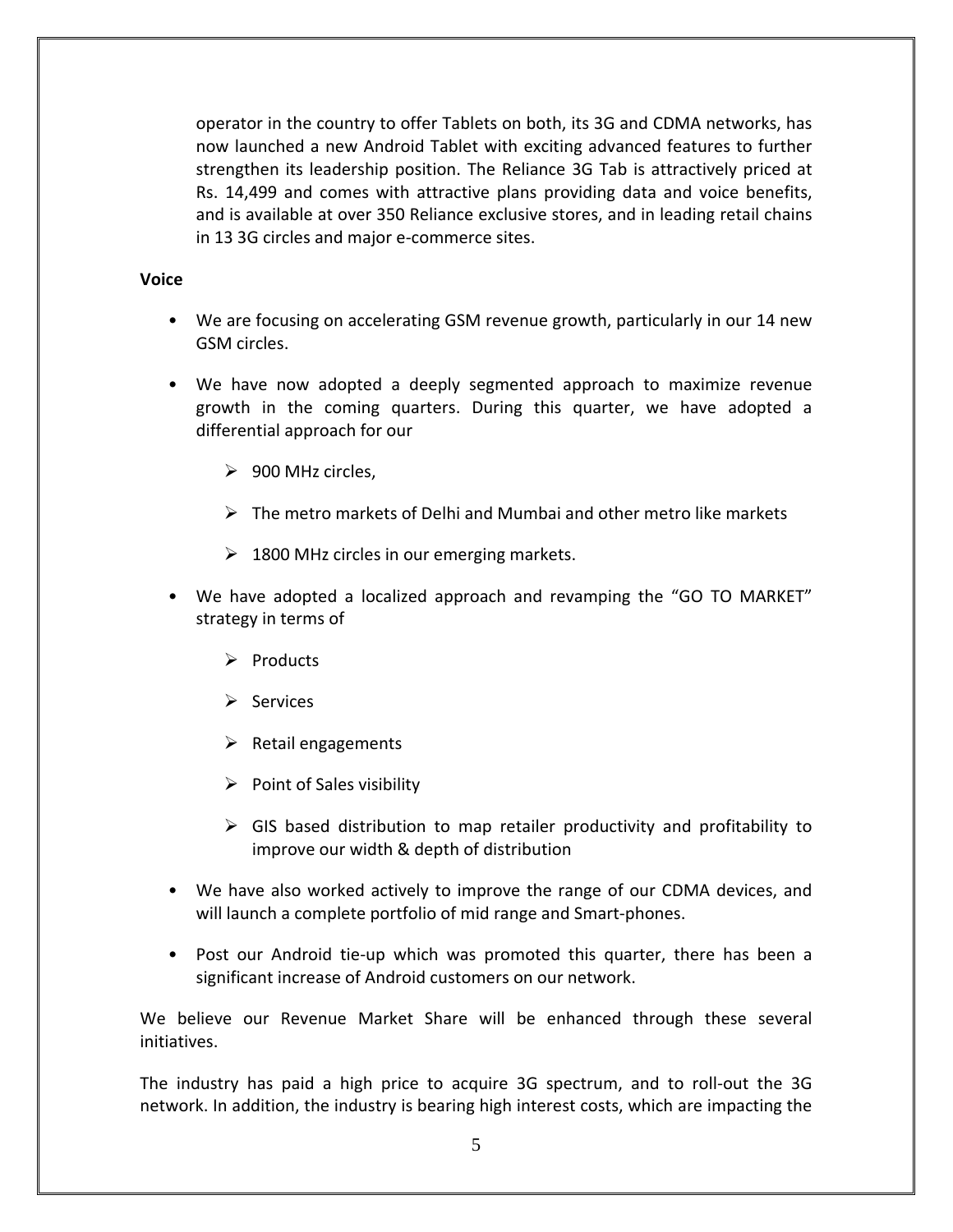operator in the country to offer Tablets on both, its 3G and CDMA networks, has now launched a new Android Tablet with exciting advanced features to further strengthen its leadership position. The Reliance 3G Tab is attractively priced at Rs. 14,499 and comes with attractive plans providing data and voice benefits, and is available at over 350 Reliance exclusive stores, and in leading retail chains in 13 3G circles and major e-commerce sites.

**Voice**

- We are focusing on accelerating GSM revenue growth, particularly in our 14 new GSM circles.
- We have now adopted a deeply segmented approach to maximize revenue growth in the coming quarters. During this quarter, we have adopted a differential approach for our
  - 900 MHz circles,
  - The metro markets of Delhi and Mumbai and other metro like markets
  - 1800 MHz circles in our emerging markets.
- We have adopted a localized approach and revamping the "GO TO MARKET" strategy in terms of
  - Products
  - Services
  - Retail engagements
  - Point of Sales visibility
  - GIS based distribution to map retailer productivity and profitability to improve our width & depth of distribution
- We have also worked actively to improve the range of our CDMA devices, and will launch a complete portfolio of mid range and Smart-phones.
- Post our Android tie-up which was promoted this quarter, there has been a significant increase of Android customers on our network.

We believe our Revenue Market Share will be enhanced through these several initiatives.

The industry has paid a high price to acquire 3G spectrum, and to roll-out the 3G network. In addition, the industry is bearing high interest costs, which are impacting the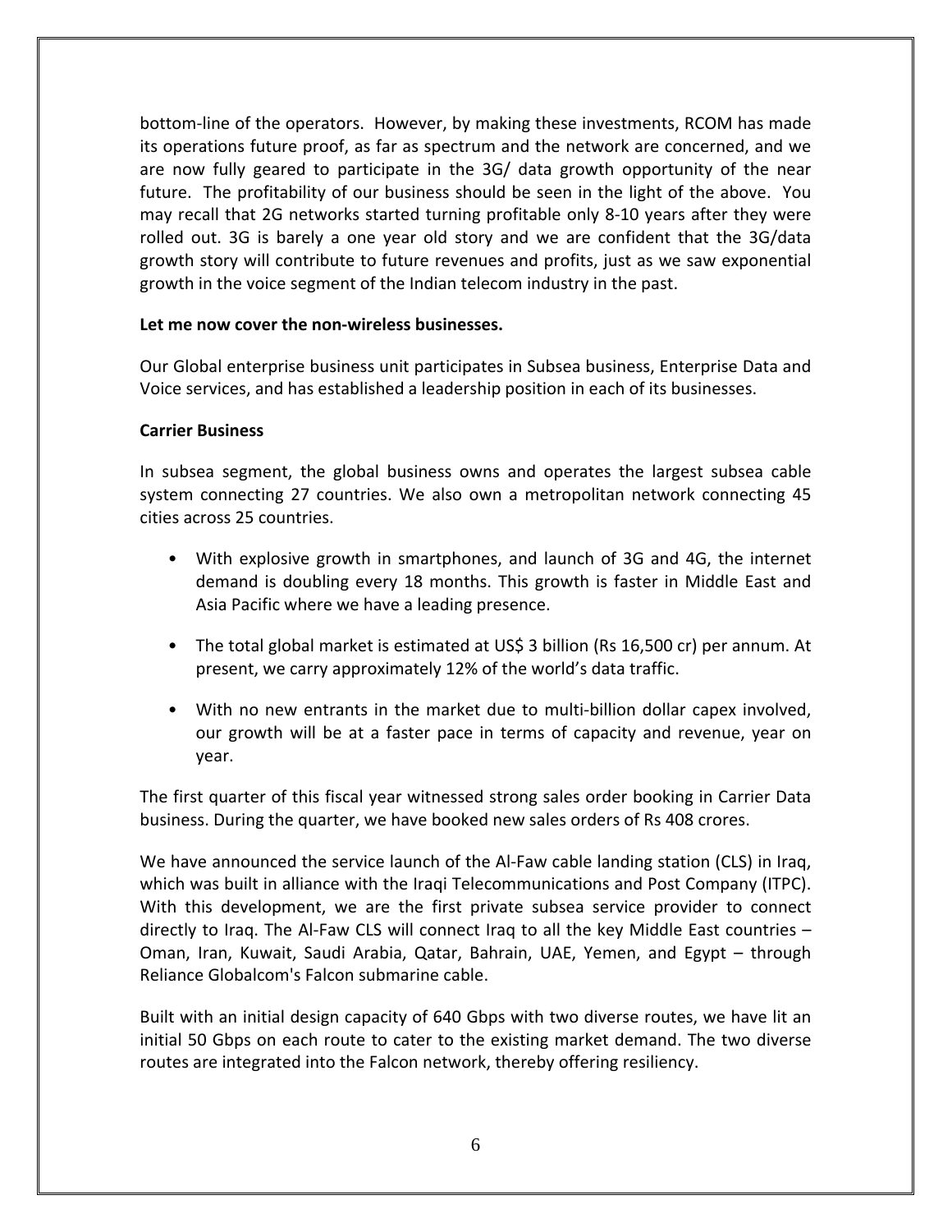bottom-line of the operators. However, by making these investments, RCOM has made its operations future proof, as far as spectrum and the network are concerned, and we are now fully geared to participate in the 3G/ data growth opportunity of the near future. The profitability of our business should be seen in the light of the above. You may recall that 2G networks started turning profitable only 8-10 years after they were rolled out. 3G is barely a one year old story and we are confident that the 3G/data growth story will contribute to future revenues and profits, just as we saw exponential growth in the voice segment of the Indian telecom industry in the past.

**Let me now cover the non-wireless businesses.**

Our Global enterprise business unit participates in Subsea business, Enterprise Data and Voice services, and has established a leadership position in each of its businesses.

**Carrier Business**

In subsea segment, the global business owns and operates the largest subsea cable system connecting 27 countries. We also own a metropolitan network connecting 45 cities across 25 countries.

- With explosive growth in smartphones, and launch of 3G and 4G, the internet demand is doubling every 18 months. This growth is faster in Middle East and Asia Pacific where we have a leading presence.
- The total global market is estimated at US$ 3 billion (Rs 16,500 cr) per annum. At present, we carry approximately 12% of the world's data traffic.
- With no new entrants in the market due to multi-billion dollar capex involved, our growth will be at a faster pace in terms of capacity and revenue, year on year.

The first quarter of this fiscal year witnessed strong sales order booking in Carrier Data business. During the quarter, we have booked new sales orders of Rs 408 crores.

We have announced the service launch of the Al-Faw cable landing station (CLS) in Iraq, which was built in alliance with the Iraqi Telecommunications and Post Company (ITPC). With this development, we are the first private subsea service provider to connect directly to Iraq. The Al-Faw CLS will connect Iraq to all the key Middle East countries – Oman, Iran, Kuwait, Saudi Arabia, Qatar, Bahrain, UAE, Yemen, and Egypt – through Reliance Globalcom's Falcon submarine cable.

Built with an initial design capacity of 640 Gbps with two diverse routes, we have lit an initial 50 Gbps on each route to cater to the existing market demand. The two diverse routes are integrated into the Falcon network, thereby offering resiliency.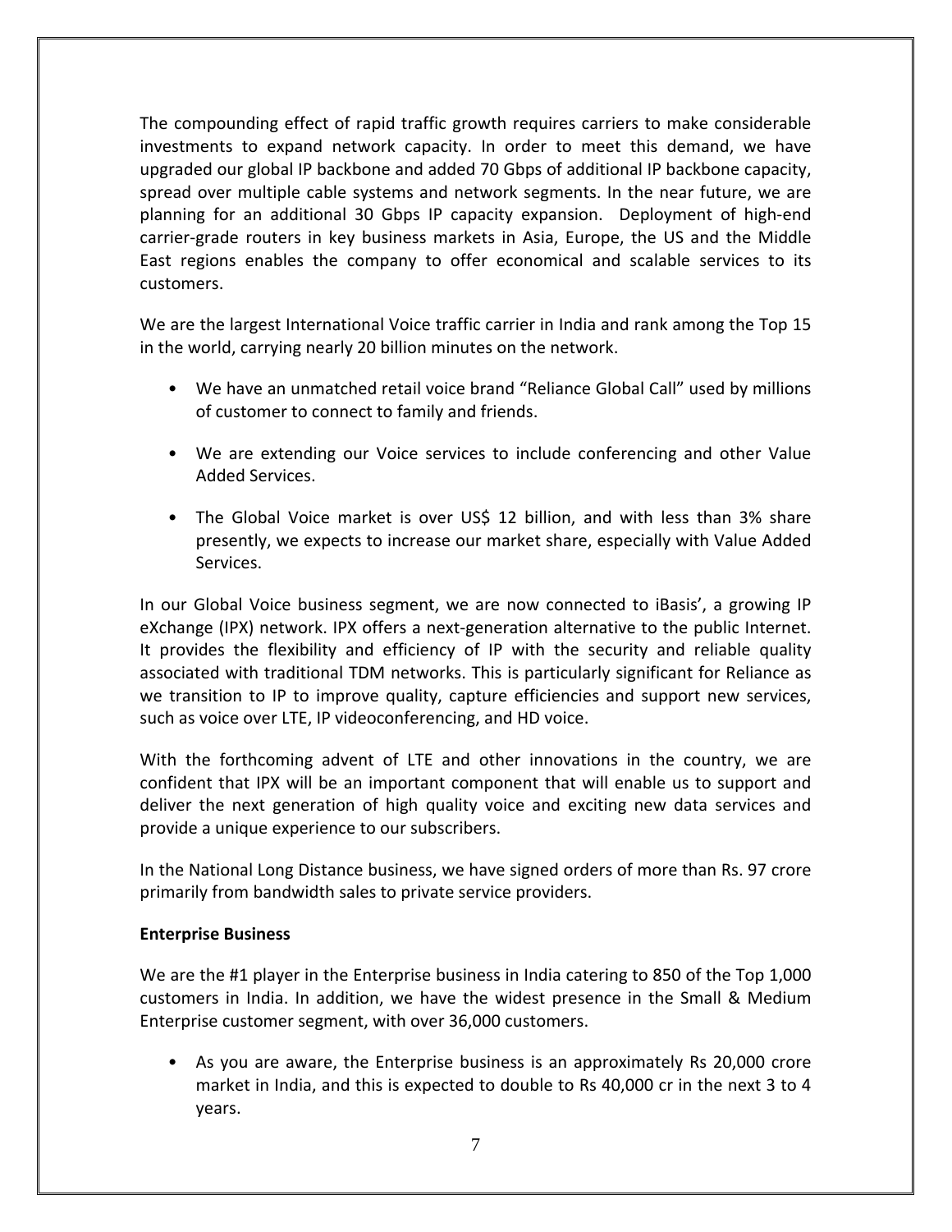The compounding effect of rapid traffic growth requires carriers to make considerable investments to expand network capacity. In order to meet this demand, we have upgraded our global IP backbone and added 70 Gbps of additional IP backbone capacity, spread over multiple cable systems and network segments. In the near future, we are planning for an additional 30 Gbps IP capacity expansion. Deployment of high-end carrier-grade routers in key business markets in Asia, Europe, the US and the Middle East regions enables the company to offer economical and scalable services to its customers.

We are the largest International Voice traffic carrier in India and rank among the Top 15 in the world, carrying nearly 20 billion minutes on the network.

- We have an unmatched retail voice brand "Reliance Global Call" used by millions of customer to connect to family and friends.
- We are extending our Voice services to include conferencing and other Value Added Services.
- The Global Voice market is over US$ 12 billion, and with less than 3% share presently, we expects to increase our market share, especially with Value Added Services.

In our Global Voice business segment, we are now connected to iBasis', a growing IP eXchange (IPX) network. IPX offers a next-generation alternative to the public Internet. It provides the flexibility and efficiency of IP with the security and reliable quality associated with traditional TDM networks. This is particularly significant for Reliance as we transition to IP to improve quality, capture efficiencies and support new services, such as voice over LTE, IP videoconferencing, and HD voice.

With the forthcoming advent of LTE and other innovations in the country, we are confident that IPX will be an important component that will enable us to support and deliver the next generation of high quality voice and exciting new data services and provide a unique experience to our subscribers.

In the National Long Distance business, we have signed orders of more than Rs. 97 crore primarily from bandwidth sales to private service providers.

**Enterprise Business**

We are the #1 player in the Enterprise business in India catering to 850 of the Top 1,000 customers in India. In addition, we have the widest presence in the Small & Medium Enterprise customer segment, with over 36,000 customers.

- As you are aware, the Enterprise business is an approximately Rs 20,000 crore market in India, and this is expected to double to Rs 40,000 cr in the next 3 to 4 years.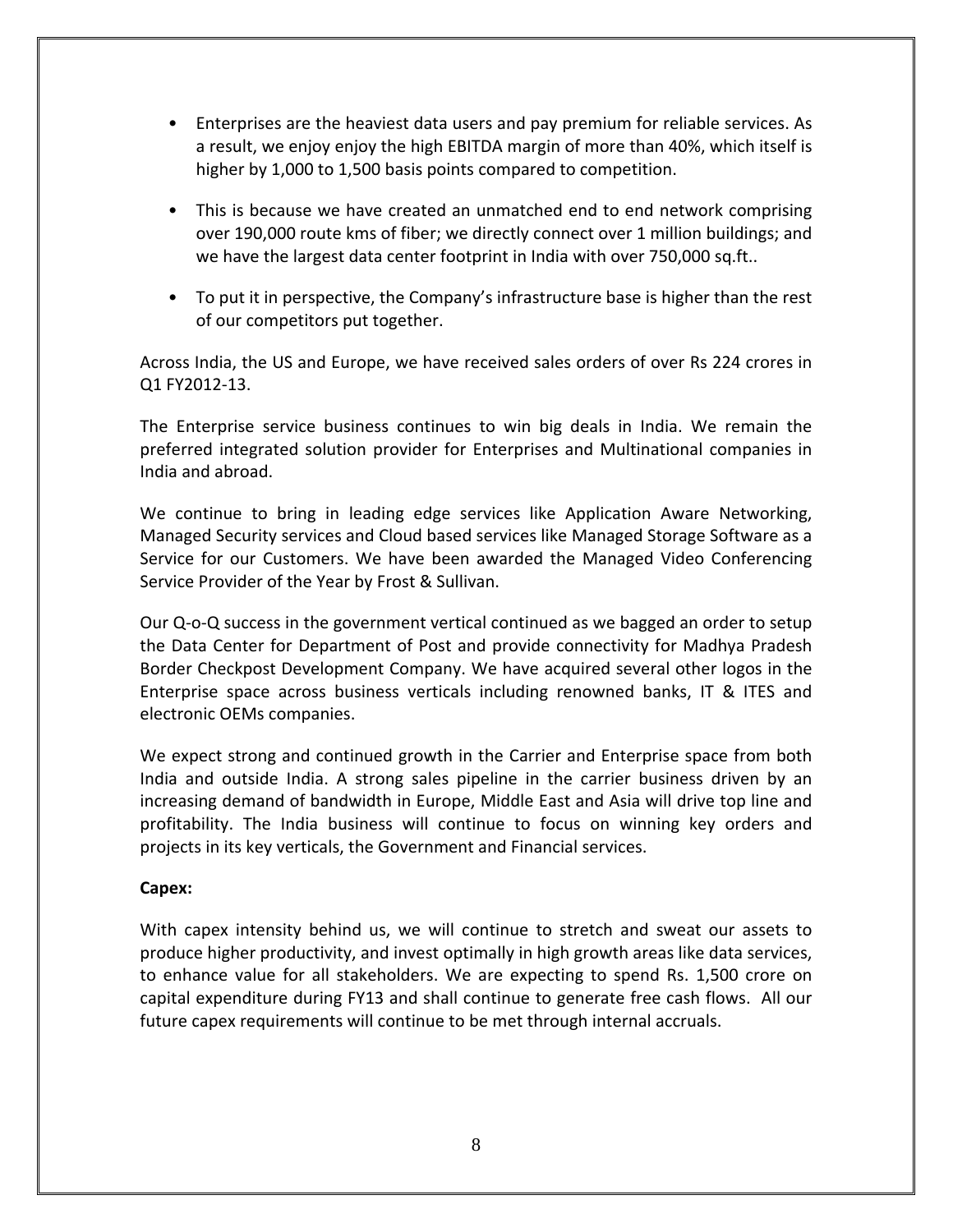- Enterprises are the heaviest data users and pay premium for reliable services. As a result, we enjoy enjoy the high EBITDA margin of more than 40%, which itself is higher by 1,000 to 1,500 basis points compared to competition.

- This is because we have created an unmatched end to end network comprising over 190,000 route kms of fiber; we directly connect over 1 million buildings; and we have the largest data center footprint in India with over 750,000 sq.ft..

- To put it in perspective, the Company's infrastructure base is higher than the rest of our competitors put together.

Across India, the US and Europe, we have received sales orders of over Rs 224 crores in Q1 FY2012-13.

The Enterprise service business continues to win big deals in India. We remain the preferred integrated solution provider for Enterprises and Multinational companies in India and abroad.

We continue to bring in leading edge services like Application Aware Networking, Managed Security services and Cloud based services like Managed Storage Software as a Service for our Customers. We have been awarded the Managed Video Conferencing Service Provider of the Year by Frost & Sullivan.

Our Q-o-Q success in the government vertical continued as we bagged an order to setup the Data Center for Department of Post and provide connectivity for Madhya Pradesh Border Checkpost Development Company. We have acquired several other logos in the Enterprise space across business verticals including renowned banks, IT & ITES and electronic OEMs companies.

We expect strong and continued growth in the Carrier and Enterprise space from both India and outside India. A strong sales pipeline in the carrier business driven by an increasing demand of bandwidth in Europe, Middle East and Asia will drive top line and profitability. The India business will continue to focus on winning key orders and projects in its key verticals, the Government and Financial services.

**Capex:**

With capex intensity behind us, we will continue to stretch and sweat our assets to produce higher productivity, and invest optimally in high growth areas like data services, to enhance value for all stakeholders. We are expecting to spend Rs. 1,500 crore on capital expenditure during FY13 and shall continue to generate free cash flows. All our future capex requirements will continue to be met through internal accruals.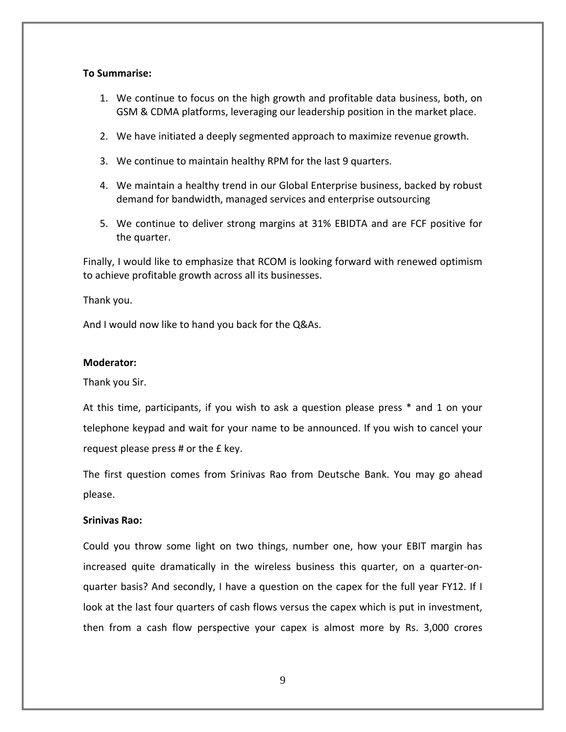**To Summarise:**

1. We continue to focus on the high growth and profitable data business, both, on GSM & CDMA platforms, leveraging our leadership position in the market place.
2. We have initiated a deeply segmented approach to maximize revenue growth.
3. We continue to maintain healthy RPM for the last 9 quarters.
4. We maintain a healthy trend in our Global Enterprise business, backed by robust demand for bandwidth, managed services and enterprise outsourcing
5. We continue to deliver strong margins at 31% EBIDTA and are FCF positive for the quarter.

Finally, I would like to emphasize that RCOM is looking forward with renewed optimism to achieve profitable growth across all its businesses.

Thank you.

And I would now like to hand you back for the Q&As.

**Moderator:**

Thank you Sir.

At this time, participants, if you wish to ask a question please press * and 1 on your telephone keypad and wait for your name to be announced. If you wish to cancel your request please press # or the £ key.

The first question comes from Srinivas Rao from Deutsche Bank. You may go ahead please.

**Srinivas Rao:**

Could you throw some light on two things, number one, how your EBIT margin has increased quite dramatically in the wireless business this quarter, on a quarter-on-quarter basis? And secondly, I have a question on the capex for the full year FY12. If I look at the last four quarters of cash flows versus the capex which is put in investment, then from a cash flow perspective your capex is almost more by Rs. 3,000 crores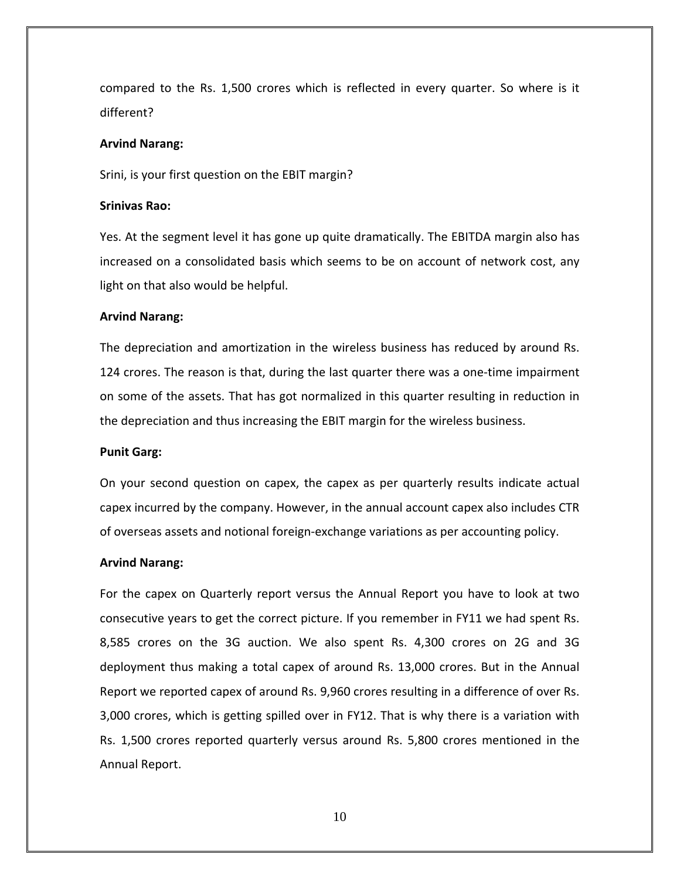compared to the Rs. 1,500 crores which is reflected in every quarter. So where is it different?

**Arvind Narang:**

Srini, is your first question on the EBIT margin?

**Srinivas Rao:**

Yes. At the segment level it has gone up quite dramatically. The EBITDA margin also has increased on a consolidated basis which seems to be on account of network cost, any light on that also would be helpful.

**Arvind Narang:**

The depreciation and amortization in the wireless business has reduced by around Rs. 124 crores. The reason is that, during the last quarter there was a one-time impairment on some of the assets. That has got normalized in this quarter resulting in reduction in the depreciation and thus increasing the EBIT margin for the wireless business.

**Punit Garg:**

On your second question on capex, the capex as per quarterly results indicate actual capex incurred by the company. However, in the annual account capex also includes CTR of overseas assets and notional foreign-exchange variations as per accounting policy.

**Arvind Narang:**

For the capex on Quarterly report versus the Annual Report you have to look at two consecutive years to get the correct picture. If you remember in FY11 we had spent Rs. 8,585 crores on the 3G auction. We also spent Rs. 4,300 crores on 2G and 3G deployment thus making a total capex of around Rs. 13,000 crores. But in the Annual Report we reported capex of around Rs. 9,960 crores resulting in a difference of over Rs. 3,000 crores, which is getting spilled over in FY12. That is why there is a variation with Rs. 1,500 crores reported quarterly versus around Rs. 5,800 crores mentioned in the Annual Report.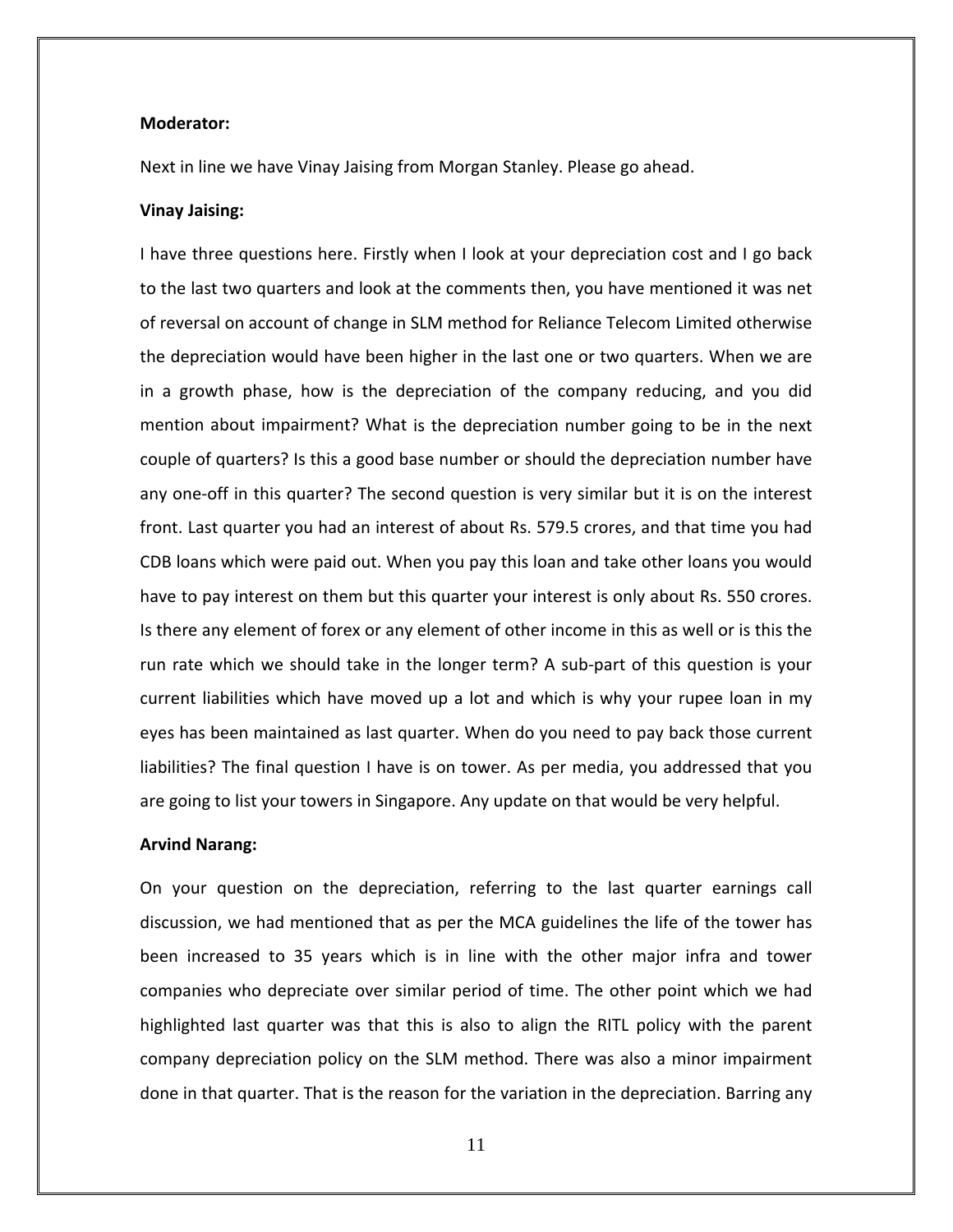**Moderator:**

Next in line we have Vinay Jaising from Morgan Stanley. Please go ahead.

**Vinay Jaising:**

I have three questions here. Firstly when I look at your depreciation cost and I go back to the last two quarters and look at the comments then, you have mentioned it was net of reversal on account of change in SLM method for Reliance Telecom Limited otherwise the depreciation would have been higher in the last one or two quarters. When we are in a growth phase, how is the depreciation of the company reducing, and you did mention about impairment? What is the depreciation number going to be in the next couple of quarters? Is this a good base number or should the depreciation number have any one-off in this quarter? The second question is very similar but it is on the interest front. Last quarter you had an interest of about Rs. 579.5 crores, and that time you had CDB loans which were paid out. When you pay this loan and take other loans you would have to pay interest on them but this quarter your interest is only about Rs. 550 crores. Is there any element of forex or any element of other income in this as well or is this the run rate which we should take in the longer term? A sub-part of this question is your current liabilities which have moved up a lot and which is why your rupee loan in my eyes has been maintained as last quarter. When do you need to pay back those current liabilities? The final question I have is on tower. As per media, you addressed that you are going to list your towers in Singapore. Any update on that would be very helpful.

**Arvind Narang:**

On your question on the depreciation, referring to the last quarter earnings call discussion, we had mentioned that as per the MCA guidelines the life of the tower has been increased to 35 years which is in line with the other major infra and tower companies who depreciate over similar period of time. The other point which we had highlighted last quarter was that this is also to align the RITL policy with the parent company depreciation policy on the SLM method. There was also a minor impairment done in that quarter. That is the reason for the variation in the depreciation. Barring any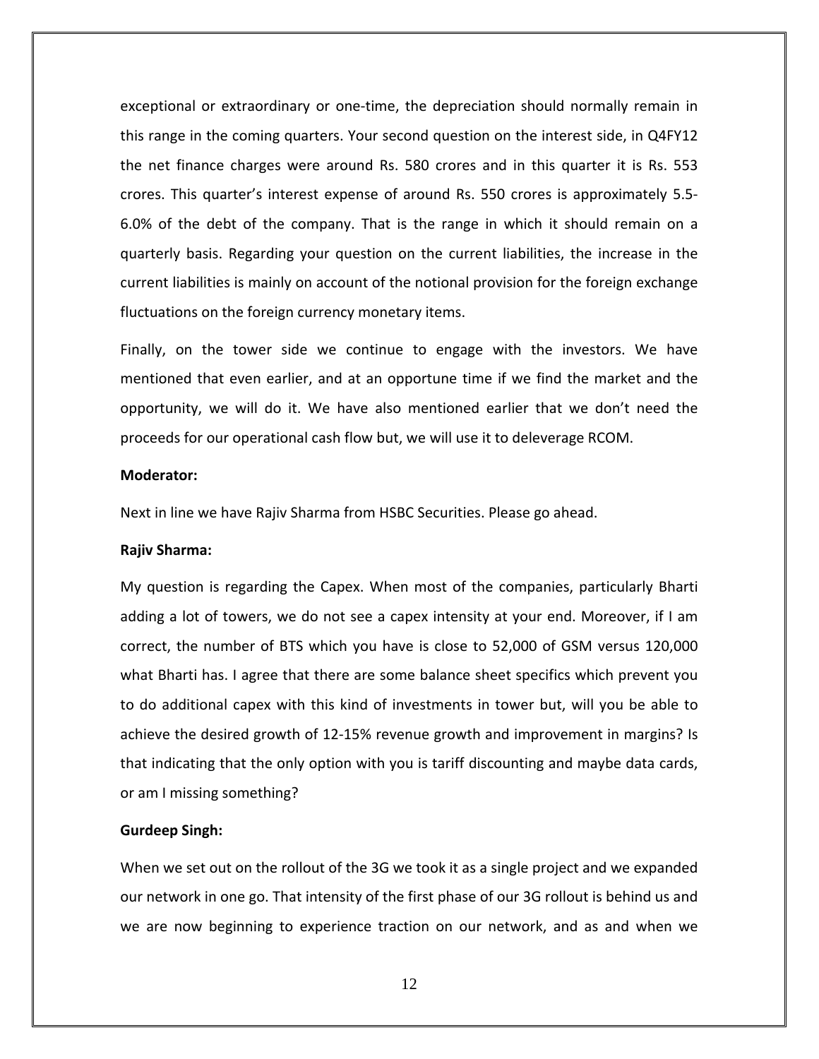exceptional or extraordinary or one-time, the depreciation should normally remain in this range in the coming quarters. Your second question on the interest side, in Q4FY12 the net finance charges were around Rs. 580 crores and in this quarter it is Rs. 553 crores. This quarter's interest expense of around Rs. 550 crores is approximately 5.5-6.0% of the debt of the company. That is the range in which it should remain on a quarterly basis. Regarding your question on the current liabilities, the increase in the current liabilities is mainly on account of the notional provision for the foreign exchange fluctuations on the foreign currency monetary items.

Finally, on the tower side we continue to engage with the investors. We have mentioned that even earlier, and at an opportune time if we find the market and the opportunity, we will do it. We have also mentioned earlier that we don't need the proceeds for our operational cash flow but, we will use it to deleverage RCOM.

**Moderator:**

Next in line we have Rajiv Sharma from HSBC Securities. Please go ahead.

**Rajiv Sharma:**

My question is regarding the Capex. When most of the companies, particularly Bharti adding a lot of towers, we do not see a capex intensity at your end. Moreover, if I am correct, the number of BTS which you have is close to 52,000 of GSM versus 120,000 what Bharti has. I agree that there are some balance sheet specifics which prevent you to do additional capex with this kind of investments in tower but, will you be able to achieve the desired growth of 12-15% revenue growth and improvement in margins? Is that indicating that the only option with you is tariff discounting and maybe data cards, or am I missing something?

**Gurdeep Singh:**

When we set out on the rollout of the 3G we took it as a single project and we expanded our network in one go. That intensity of the first phase of our 3G rollout is behind us and we are now beginning to experience traction on our network, and as and when we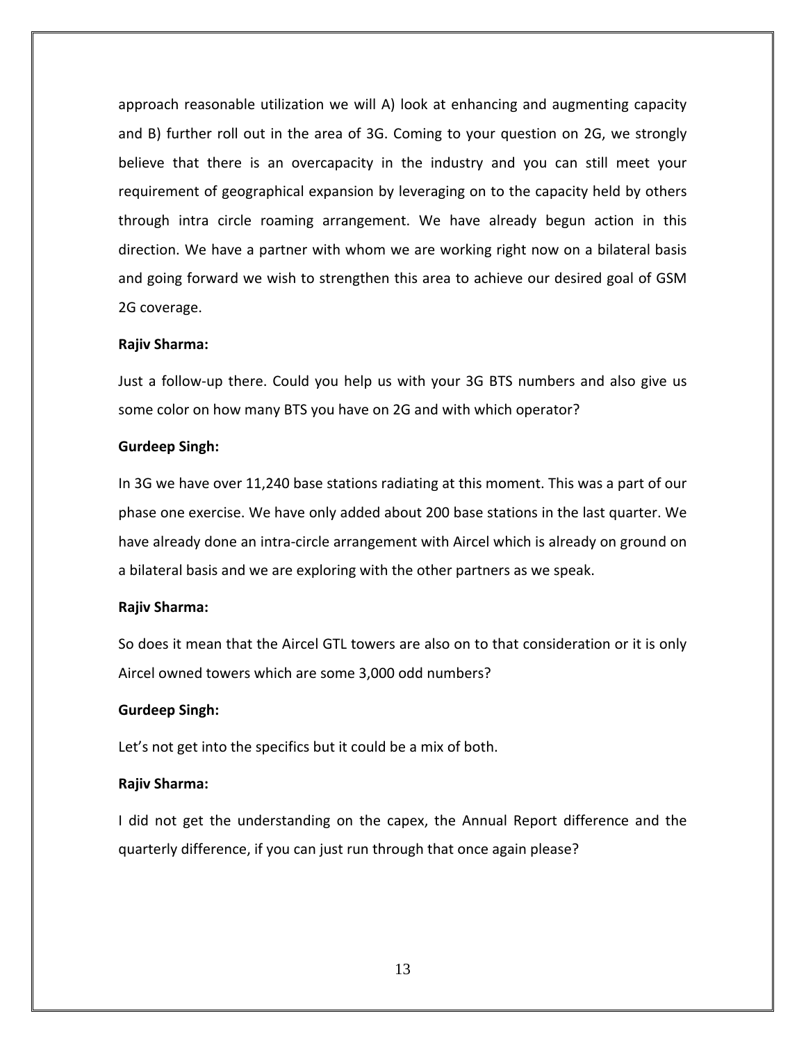approach reasonable utilization we will A) look at enhancing and augmenting capacity and B) further roll out in the area of 3G. Coming to your question on 2G, we strongly believe that there is an overcapacity in the industry and you can still meet your requirement of geographical expansion by leveraging on to the capacity held by others through intra circle roaming arrangement. We have already begun action in this direction. We have a partner with whom we are working right now on a bilateral basis and going forward we wish to strengthen this area to achieve our desired goal of GSM 2G coverage.

**Rajiv Sharma:**

Just a follow-up there. Could you help us with your 3G BTS numbers and also give us some color on how many BTS you have on 2G and with which operator?

**Gurdeep Singh:**

In 3G we have over 11,240 base stations radiating at this moment. This was a part of our phase one exercise. We have only added about 200 base stations in the last quarter. We have already done an intra-circle arrangement with Aircel which is already on ground on a bilateral basis and we are exploring with the other partners as we speak.

**Rajiv Sharma:**

So does it mean that the Aircel GTL towers are also on to that consideration or it is only Aircel owned towers which are some 3,000 odd numbers?

**Gurdeep Singh:**

Let's not get into the specifics but it could be a mix of both.

**Rajiv Sharma:**

I did not get the understanding on the capex, the Annual Report difference and the quarterly difference, if you can just run through that once again please?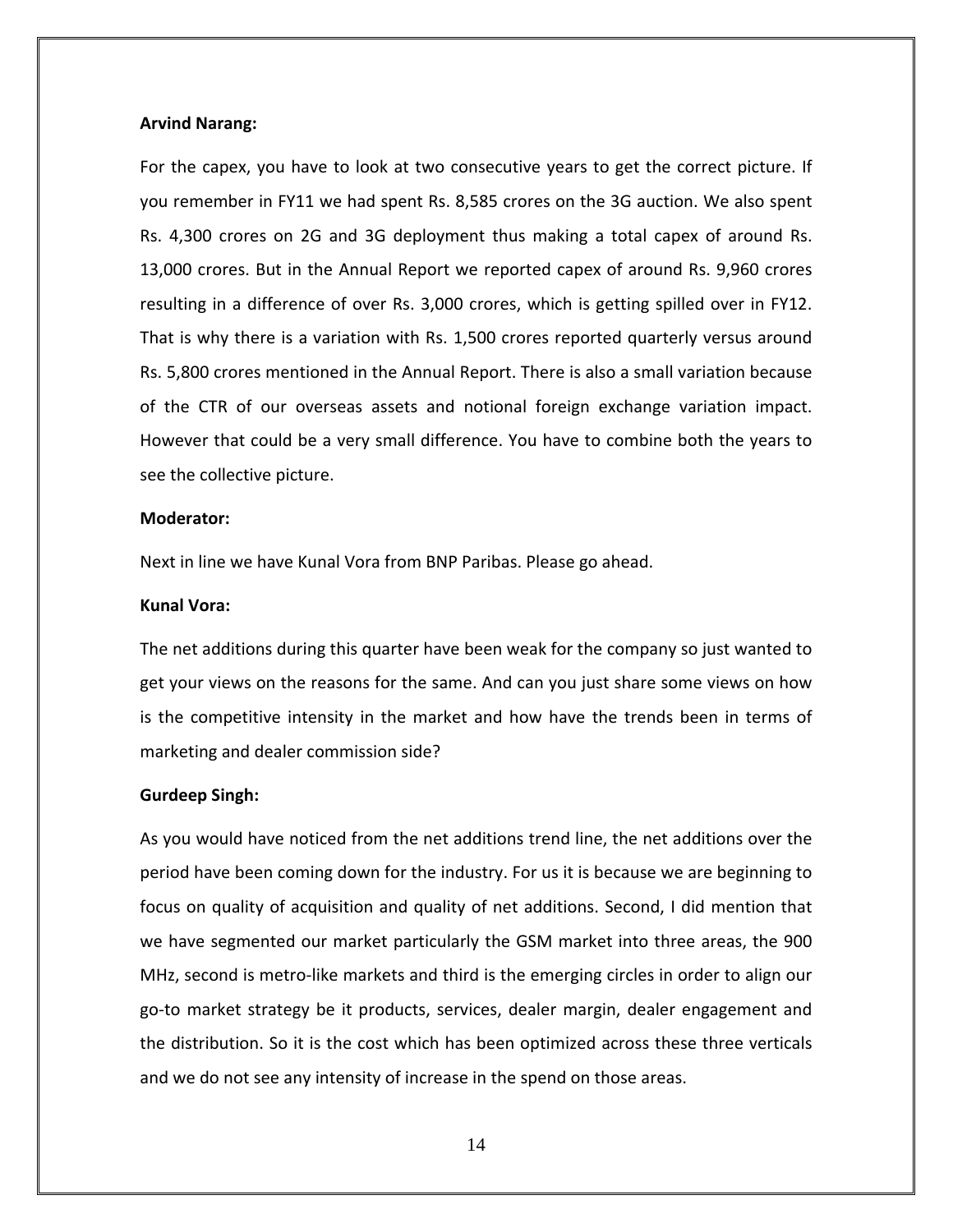**Arvind Narang:**

For the capex, you have to look at two consecutive years to get the correct picture. If you remember in FY11 we had spent Rs. 8,585 crores on the 3G auction. We also spent Rs. 4,300 crores on 2G and 3G deployment thus making a total capex of around Rs. 13,000 crores. But in the Annual Report we reported capex of around Rs. 9,960 crores resulting in a difference of over Rs. 3,000 crores, which is getting spilled over in FY12. That is why there is a variation with Rs. 1,500 crores reported quarterly versus around Rs. 5,800 crores mentioned in the Annual Report. There is also a small variation because of the CTR of our overseas assets and notional foreign exchange variation impact. However that could be a very small difference. You have to combine both the years to see the collective picture.

**Moderator:**

Next in line we have Kunal Vora from BNP Paribas. Please go ahead.

**Kunal Vora:**

The net additions during this quarter have been weak for the company so just wanted to get your views on the reasons for the same. And can you just share some views on how is the competitive intensity in the market and how have the trends been in terms of marketing and dealer commission side?

**Gurdeep Singh:**

As you would have noticed from the net additions trend line, the net additions over the period have been coming down for the industry. For us it is because we are beginning to focus on quality of acquisition and quality of net additions. Second, I did mention that we have segmented our market particularly the GSM market into three areas, the 900 MHz, second is metro-like markets and third is the emerging circles in order to align our go-to market strategy be it products, services, dealer margin, dealer engagement and the distribution. So it is the cost which has been optimized across these three verticals and we do not see any intensity of increase in the spend on those areas.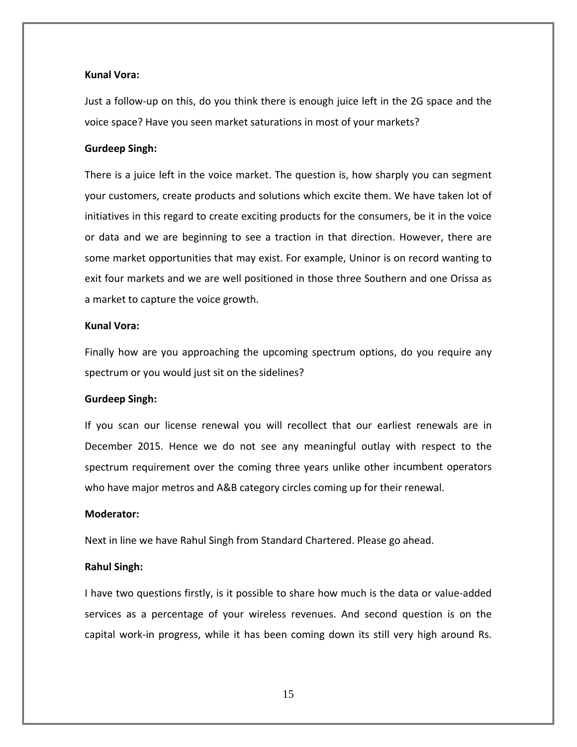**Kunal Vora:**

Just a follow-up on this, do you think there is enough juice left in the 2G space and the voice space? Have you seen market saturations in most of your markets?

**Gurdeep Singh:**

There is a juice left in the voice market. The question is, how sharply you can segment your customers, create products and solutions which excite them. We have taken lot of initiatives in this regard to create exciting products for the consumers, be it in the voice or data and we are beginning to see a traction in that direction. However, there are some market opportunities that may exist. For example, Uninor is on record wanting to exit four markets and we are well positioned in those three Southern and one Orissa as a market to capture the voice growth.

**Kunal Vora:**

Finally how are you approaching the upcoming spectrum options, do you require any spectrum or you would just sit on the sidelines?

**Gurdeep Singh:**

If you scan our license renewal you will recollect that our earliest renewals are in December 2015. Hence we do not see any meaningful outlay with respect to the spectrum requirement over the coming three years unlike other incumbent operators who have major metros and A&B category circles coming up for their renewal.

**Moderator:**

Next in line we have Rahul Singh from Standard Chartered. Please go ahead.

**Rahul Singh:**

I have two questions firstly, is it possible to share how much is the data or value-added services as a percentage of your wireless revenues. And second question is on the capital work-in progress, while it has been coming down its still very high around Rs.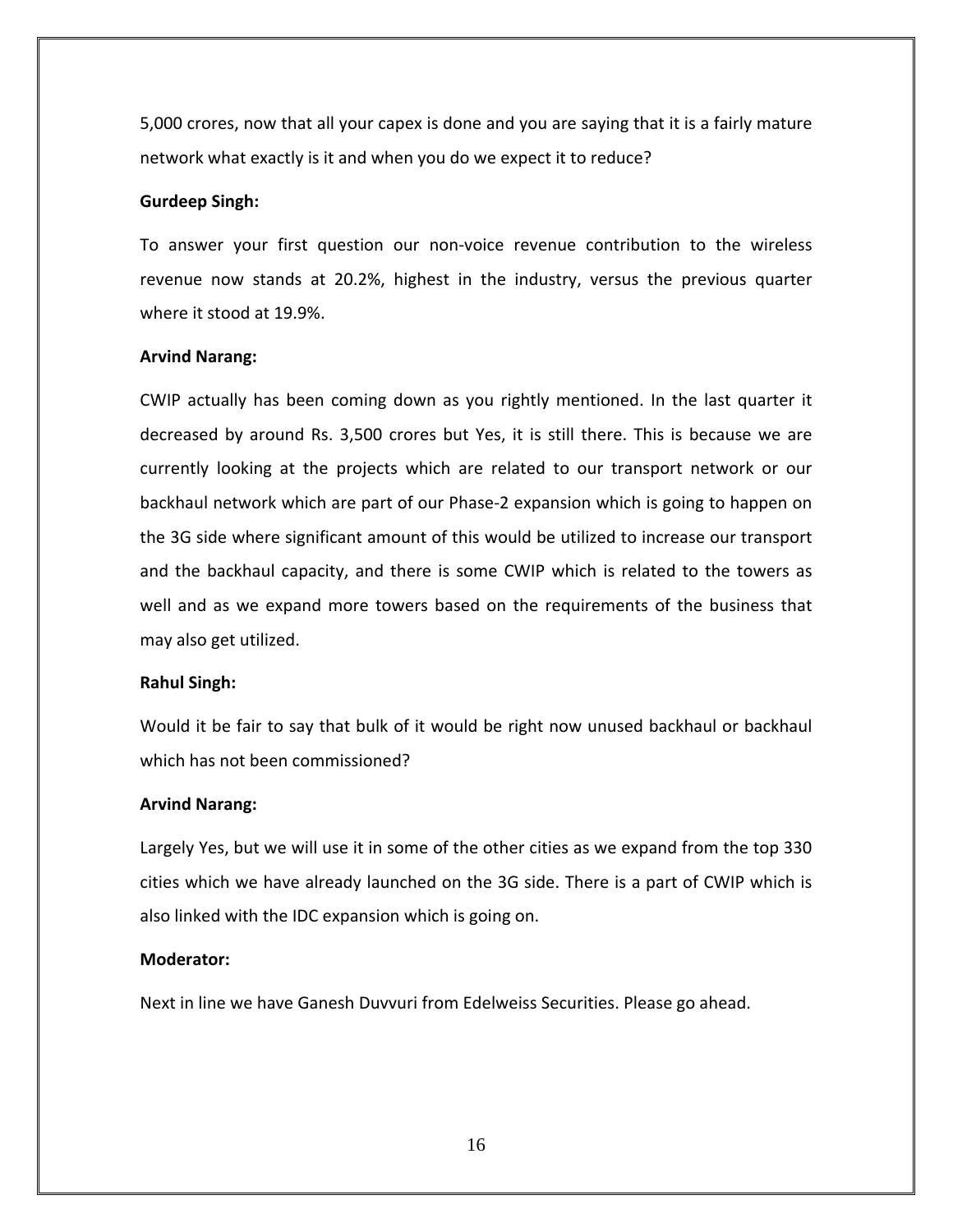5,000 crores, now that all your capex is done and you are saying that it is a fairly mature network what exactly is it and when you do we expect it to reduce?

**Gurdeep Singh:**

To answer your first question our non-voice revenue contribution to the wireless revenue now stands at 20.2%, highest in the industry, versus the previous quarter where it stood at 19.9%.

**Arvind Narang:**

CWIP actually has been coming down as you rightly mentioned. In the last quarter it decreased by around Rs. 3,500 crores but Yes, it is still there. This is because we are currently looking at the projects which are related to our transport network or our backhaul network which are part of our Phase-2 expansion which is going to happen on the 3G side where significant amount of this would be utilized to increase our transport and the backhaul capacity, and there is some CWIP which is related to the towers as well and as we expand more towers based on the requirements of the business that may also get utilized.

**Rahul Singh:**

Would it be fair to say that bulk of it would be right now unused backhaul or backhaul which has not been commissioned?

**Arvind Narang:**

Largely Yes, but we will use it in some of the other cities as we expand from the top 330 cities which we have already launched on the 3G side. There is a part of CWIP which is also linked with the IDC expansion which is going on.

**Moderator:**

Next in line we have Ganesh Duvvuri from Edelweiss Securities. Please go ahead.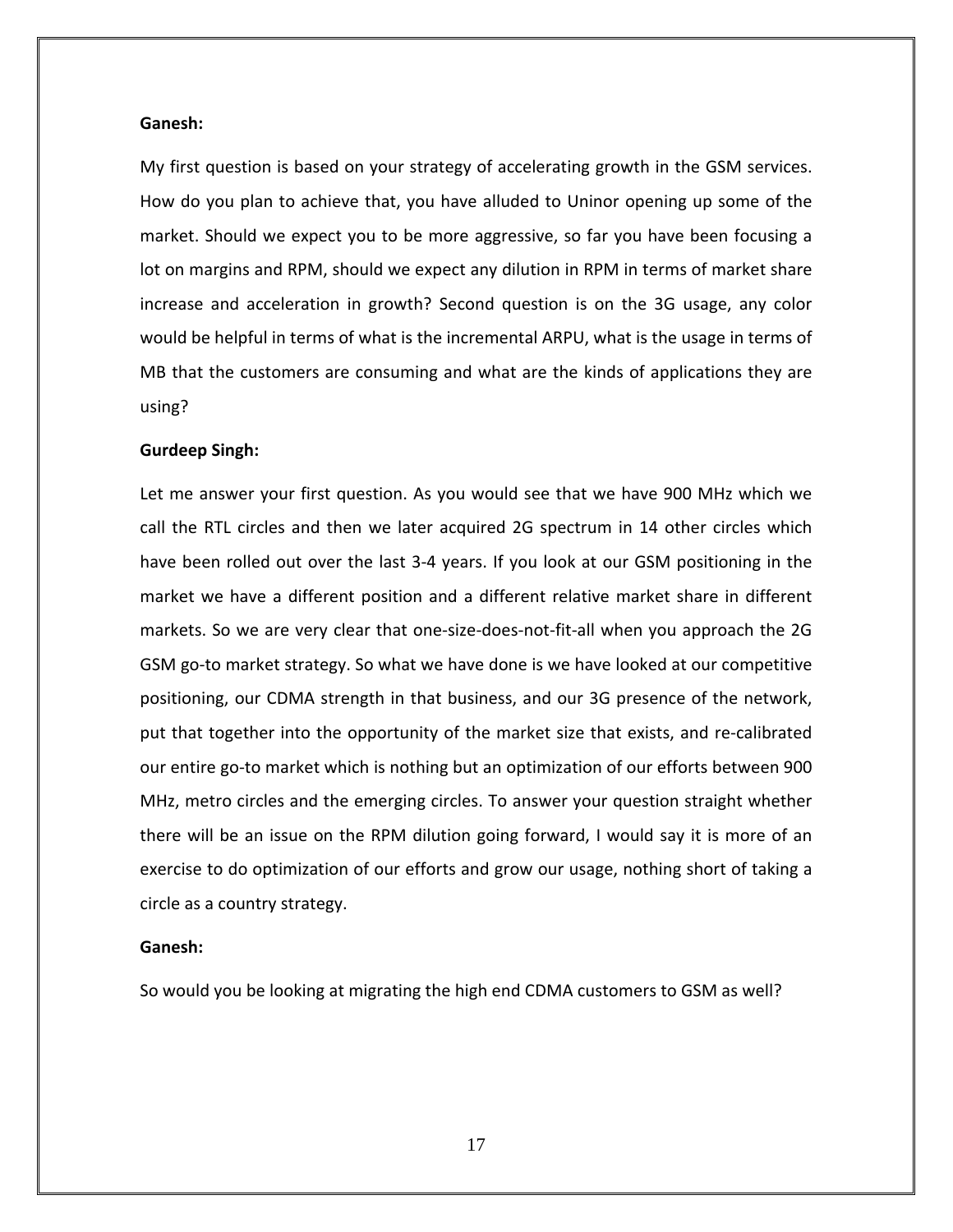**Ganesh:**

My first question is based on your strategy of accelerating growth in the GSM services. How do you plan to achieve that, you have alluded to Uninor opening up some of the market. Should we expect you to be more aggressive, so far you have been focusing a lot on margins and RPM, should we expect any dilution in RPM in terms of market share increase and acceleration in growth? Second question is on the 3G usage, any color would be helpful in terms of what is the incremental ARPU, what is the usage in terms of MB that the customers are consuming and what are the kinds of applications they are using?

**Gurdeep Singh:**

Let me answer your first question. As you would see that we have 900 MHz which we call the RTL circles and then we later acquired 2G spectrum in 14 other circles which have been rolled out over the last 3-4 years. If you look at our GSM positioning in the market we have a different position and a different relative market share in different markets. So we are very clear that one-size-does-not-fit-all when you approach the 2G GSM go-to market strategy. So what we have done is we have looked at our competitive positioning, our CDMA strength in that business, and our 3G presence of the network, put that together into the opportunity of the market size that exists, and re-calibrated our entire go-to market which is nothing but an optimization of our efforts between 900 MHz, metro circles and the emerging circles. To answer your question straight whether there will be an issue on the RPM dilution going forward, I would say it is more of an exercise to do optimization of our efforts and grow our usage, nothing short of taking a circle as a country strategy.

**Ganesh:**

So would you be looking at migrating the high end CDMA customers to GSM as well?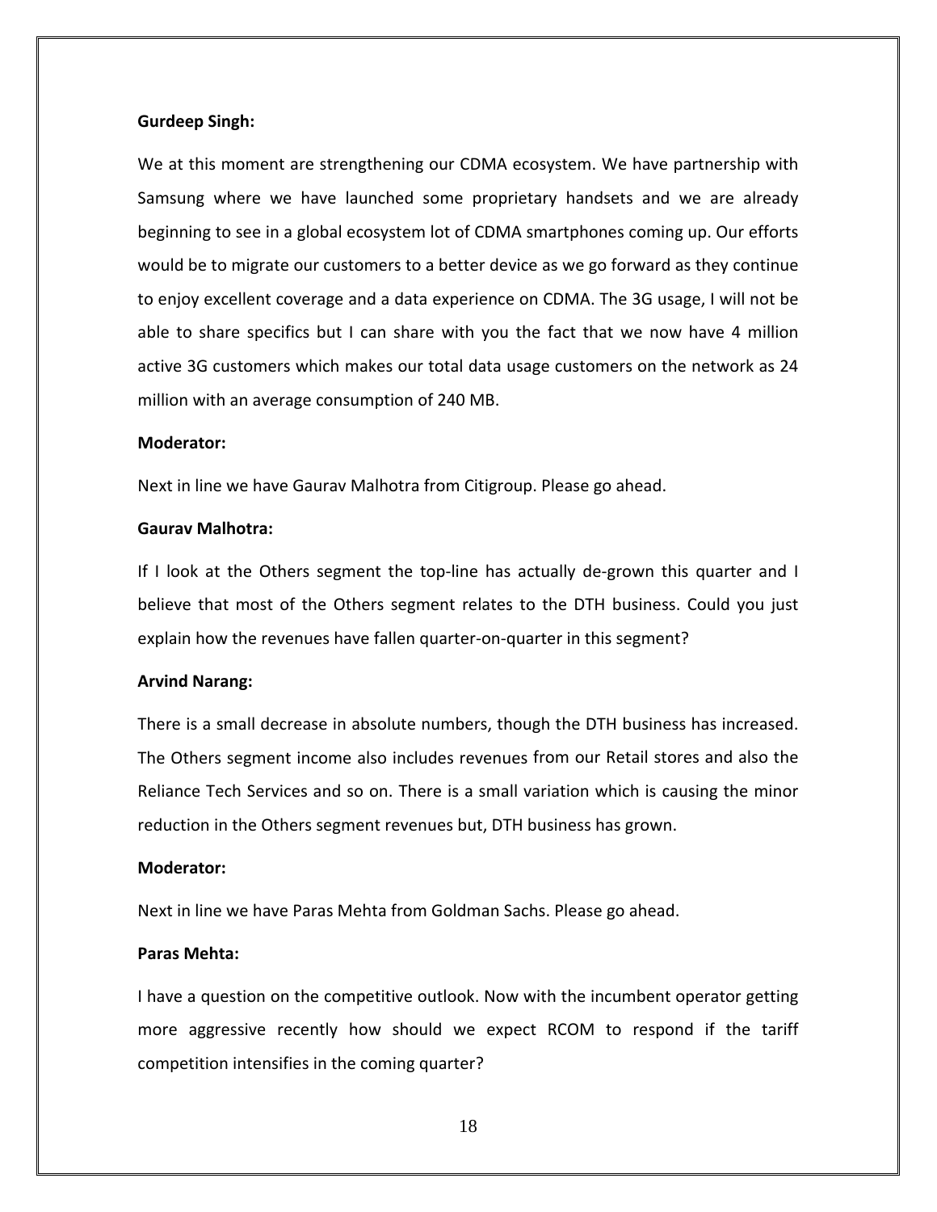**Gurdeep Singh:**

We at this moment are strengthening our CDMA ecosystem. We have partnership with Samsung where we have launched some proprietary handsets and we are already beginning to see in a global ecosystem lot of CDMA smartphones coming up. Our efforts would be to migrate our customers to a better device as we go forward as they continue to enjoy excellent coverage and a data experience on CDMA. The 3G usage, I will not be able to share specifics but I can share with you the fact that we now have 4 million active 3G customers which makes our total data usage customers on the network as 24 million with an average consumption of 240 MB.

**Moderator:**

Next in line we have Gaurav Malhotra from Citigroup. Please go ahead.

**Gaurav Malhotra:**

If I look at the Others segment the top-line has actually de-grown this quarter and I believe that most of the Others segment relates to the DTH business. Could you just explain how the revenues have fallen quarter-on-quarter in this segment?

**Arvind Narang:**

There is a small decrease in absolute numbers, though the DTH business has increased. The Others segment income also includes revenues from our Retail stores and also the Reliance Tech Services and so on. There is a small variation which is causing the minor reduction in the Others segment revenues but, DTH business has grown.

**Moderator:**

Next in line we have Paras Mehta from Goldman Sachs. Please go ahead.

**Paras Mehta:**

I have a question on the competitive outlook. Now with the incumbent operator getting more aggressive recently how should we expect RCOM to respond if the tariff competition intensifies in the coming quarter?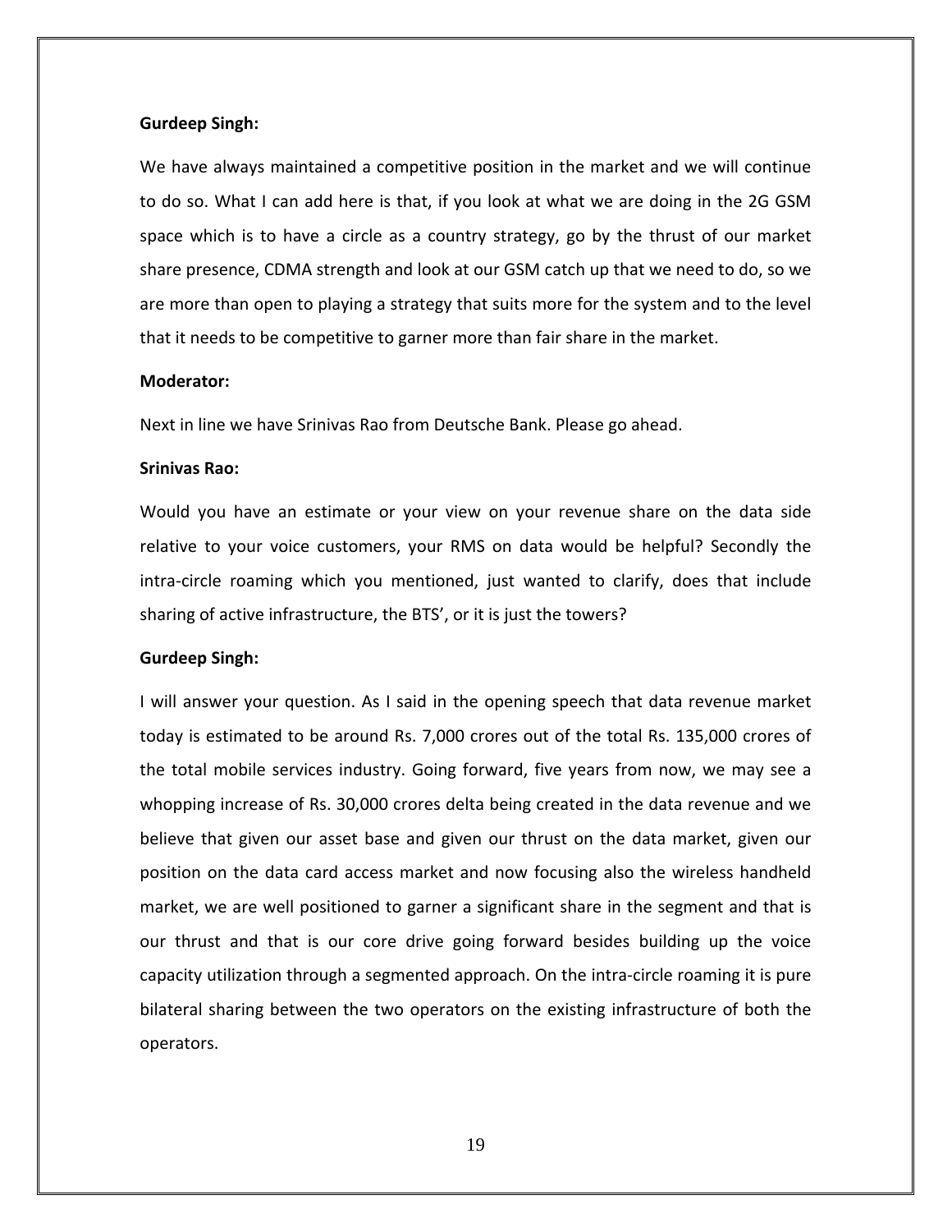**Gurdeep Singh:**

We have always maintained a competitive position in the market and we will continue to do so. What I can add here is that, if you look at what we are doing in the 2G GSM space which is to have a circle as a country strategy, go by the thrust of our market share presence, CDMA strength and look at our GSM catch up that we need to do, so we are more than open to playing a strategy that suits more for the system and to the level that it needs to be competitive to garner more than fair share in the market.

**Moderator:**

Next in line we have Srinivas Rao from Deutsche Bank. Please go ahead.

**Srinivas Rao:**

Would you have an estimate or your view on your revenue share on the data side relative to your voice customers, your RMS on data would be helpful? Secondly the intra-circle roaming which you mentioned, just wanted to clarify, does that include sharing of active infrastructure, the BTS', or it is just the towers?

**Gurdeep Singh:**

I will answer your question. As I said in the opening speech that data revenue market today is estimated to be around Rs. 7,000 crores out of the total Rs. 135,000 crores of the total mobile services industry. Going forward, five years from now, we may see a whopping increase of Rs. 30,000 crores delta being created in the data revenue and we believe that given our asset base and given our thrust on the data market, given our position on the data card access market and now focusing also the wireless handheld market, we are well positioned to garner a significant share in the segment and that is our thrust and that is our core drive going forward besides building up the voice capacity utilization through a segmented approach. On the intra-circle roaming it is pure bilateral sharing between the two operators on the existing infrastructure of both the operators.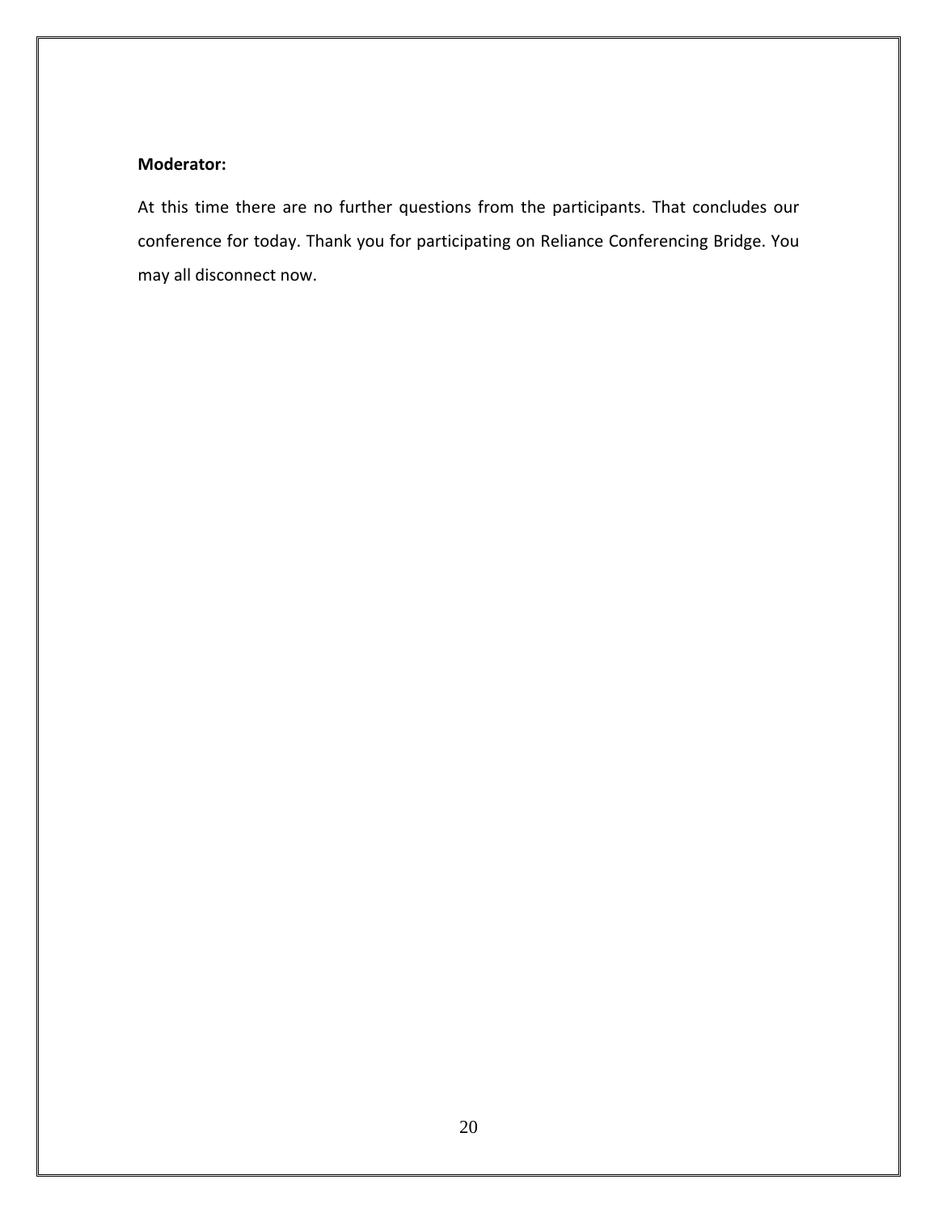**Moderator:**

At this time there are no further questions from the participants. That concludes our conference for today. Thank you for participating on Reliance Conferencing Bridge. You may all disconnect now.